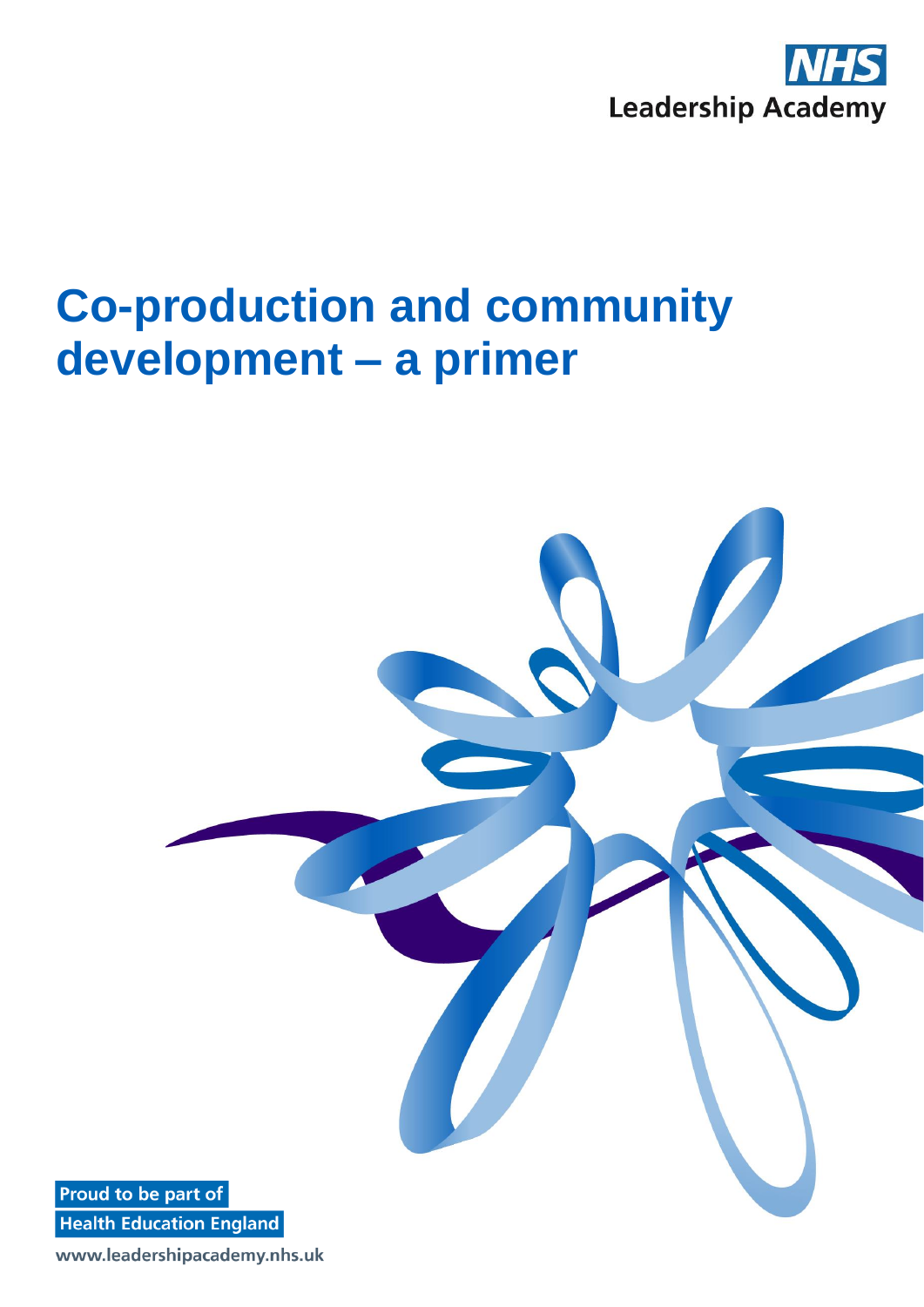NHS
Leadership Academy

# Co-production and community development – a primer

Proud to be part of
Health Education England

www.leadershipacademy.nhs.uk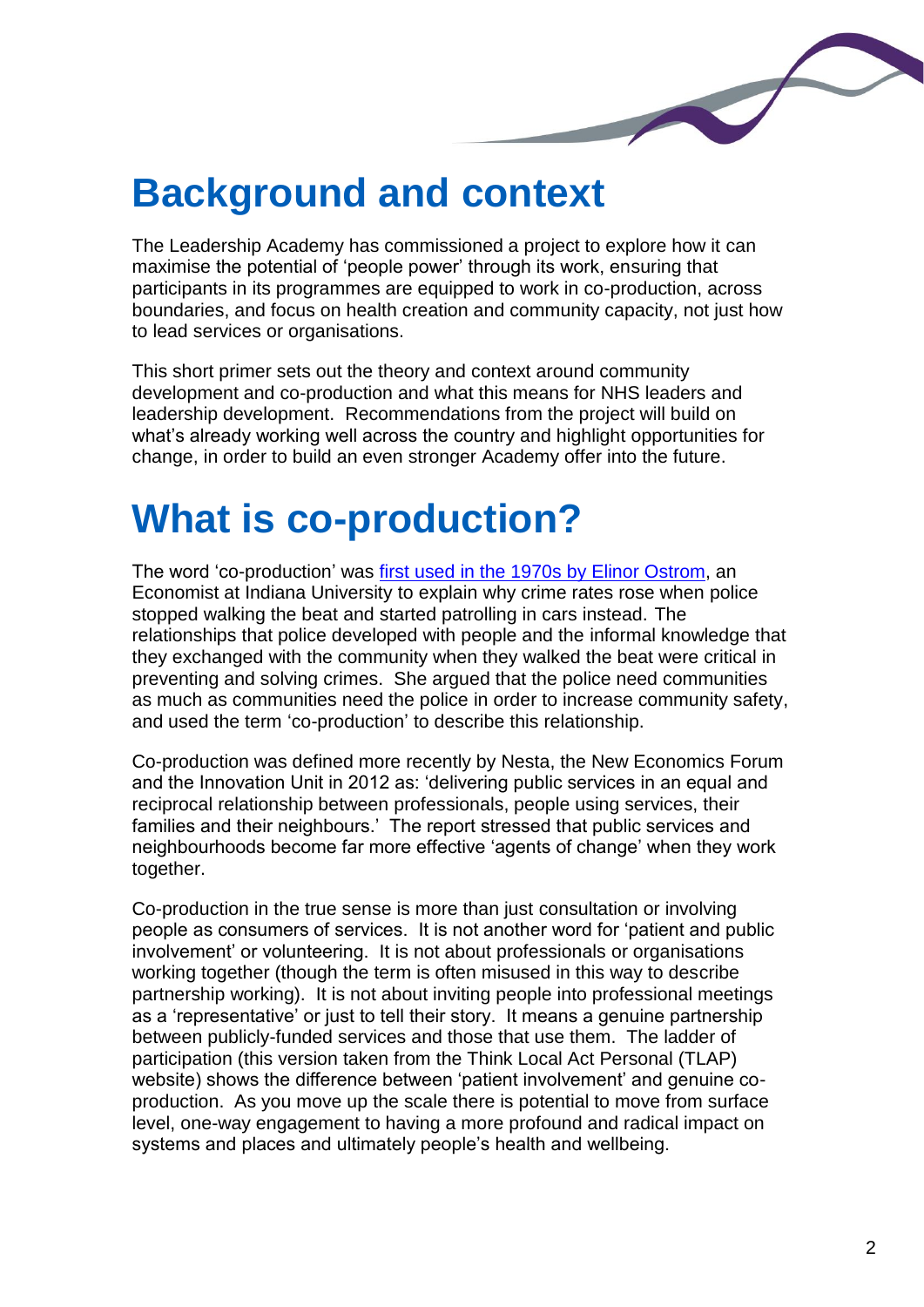# Background and context

The Leadership Academy has commissioned a project to explore how it can maximise the potential of 'people power' through its work, ensuring that participants in its programmes are equipped to work in co-production, across boundaries, and focus on health creation and community capacity, not just how to lead services or organisations.

This short primer sets out the theory and context around community development and co-production and what this means for NHS leaders and leadership development. Recommendations from the project will build on what's already working well across the country and highlight opportunities for change, in order to build an even stronger Academy offer into the future.

# What is co-production?

The word 'co-production' was first used in the 1970s by Elinor Ostrom, an Economist at Indiana University to explain why crime rates rose when police stopped walking the beat and started patrolling in cars instead. The relationships that police developed with people and the informal knowledge that they exchanged with the community when they walked the beat were critical in preventing and solving crimes. She argued that the police need communities as much as communities need the police in order to increase community safety, and used the term 'co-production' to describe this relationship.

Co-production was defined more recently by Nesta, the New Economics Forum and the Innovation Unit in 2012 as: 'delivering public services in an equal and reciprocal relationship between professionals, people using services, their families and their neighbours.' The report stressed that public services and neighbourhoods become far more effective 'agents of change' when they work together.

Co-production in the true sense is more than just consultation or involving people as consumers of services. It is not another word for 'patient and public involvement' or volunteering. It is not about professionals or organisations working together (though the term is often misused in this way to describe partnership working). It is not about inviting people into professional meetings as a 'representative' or just to tell their story. It means a genuine partnership between publicly-funded services and those that use them. The ladder of participation (this version taken from the Think Local Act Personal (TLAP) website) shows the difference between 'patient involvement' and genuine co-production. As you move up the scale there is potential to move from surface level, one-way engagement to having a more profound and radical impact on systems and places and ultimately people's health and wellbeing.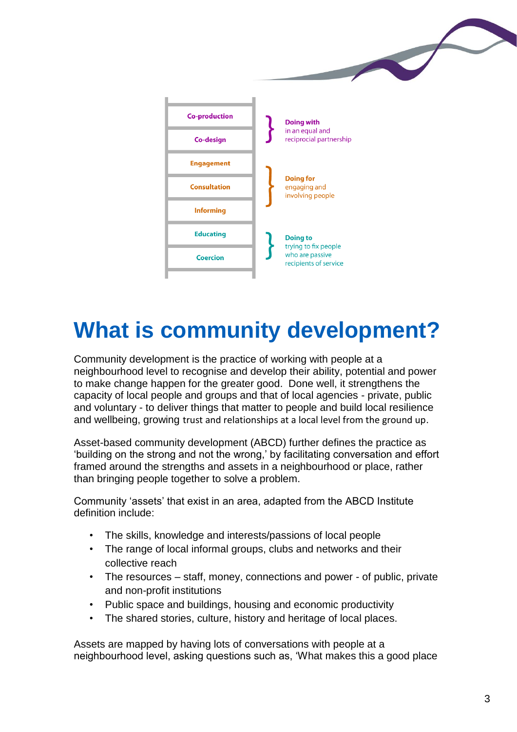| Ladder | |
|---|---|
| Co-production | **Doing with** in an equal and reciprocial partnership |
| Co-design | |
| Engagement | **Doing for** engaging and involving people |
| Consultation | |
| Informing | |
| Educating | **Doing to** trying to fix people who are passive recipients of service |
| Coercion | |

# What is community development?

Community development is the practice of working with people at a neighbourhood level to recognise and develop their ability, potential and power to make change happen for the greater good. Done well, it strengthens the capacity of local people and groups and that of local agencies - private, public and voluntary - to deliver things that matter to people and build local resilience and wellbeing, growing trust and relationships at a local level from the ground up.

Asset-based community development (ABCD) further defines the practice as 'building on the strong and not the wrong,' by facilitating conversation and effort framed around the strengths and assets in a neighbourhood or place, rather than bringing people together to solve a problem.

Community 'assets' that exist in an area, adapted from the ABCD Institute definition include:

- The skills, knowledge and interests/passions of local people
- The range of local informal groups, clubs and networks and their collective reach
- The resources – staff, money, connections and power - of public, private and non-profit institutions
- Public space and buildings, housing and economic productivity
- The shared stories, culture, history and heritage of local places.

Assets are mapped by having lots of conversations with people at a neighbourhood level, asking questions such as, 'What makes this a good place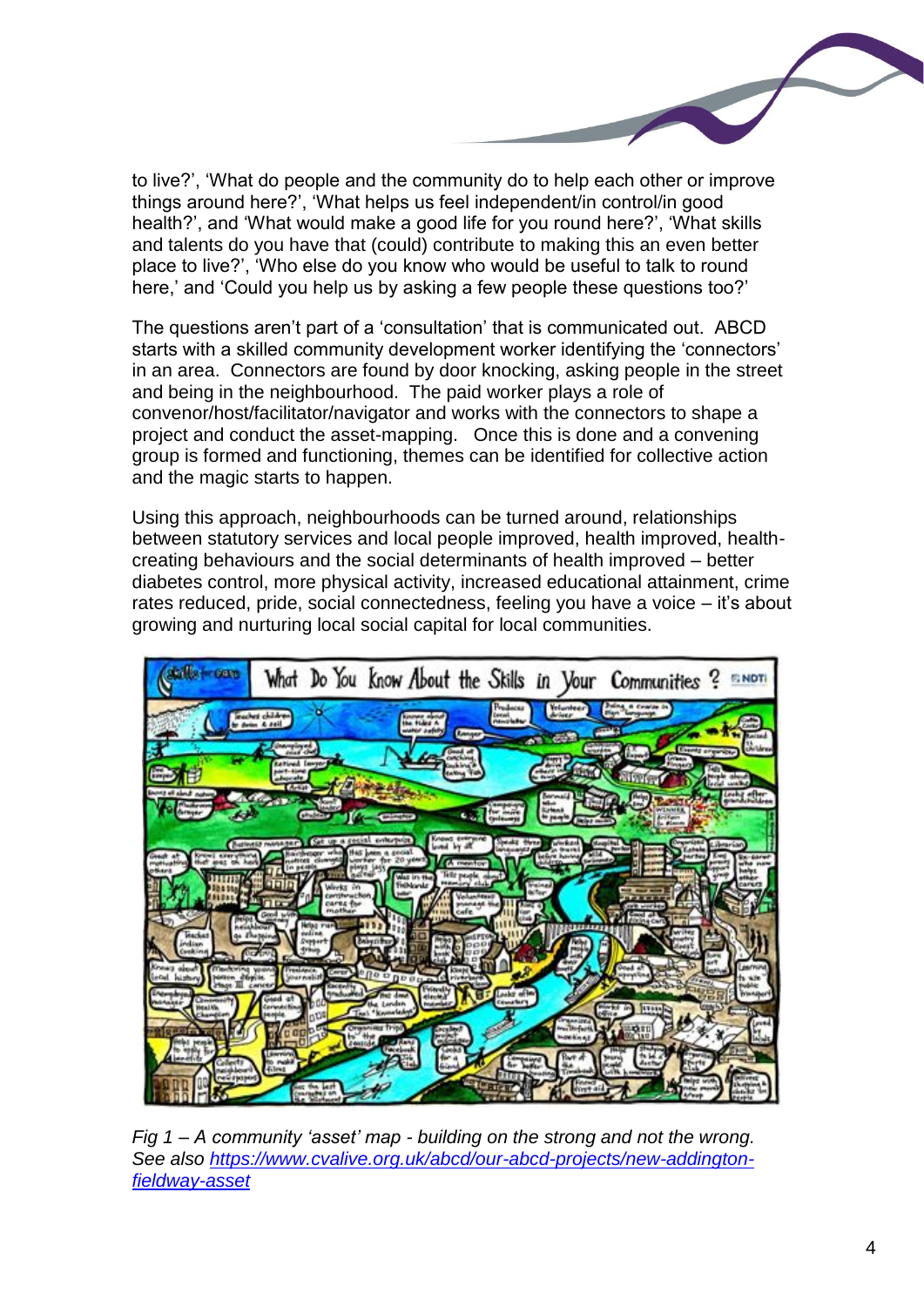to live?', 'What do people and the community do to help each other or improve things around here?', 'What helps us feel independent/in control/in good health?', and 'What would make a good life for you round here?', 'What skills and talents do you have that (could) contribute to making this an even better place to live?', 'Who else do you know who would be useful to talk to round here,' and 'Could you help us by asking a few people these questions too?'

The questions aren't part of a 'consultation' that is communicated out. ABCD starts with a skilled community development worker identifying the 'connectors' in an area. Connectors are found by door knocking, asking people in the street and being in the neighbourhood. The paid worker plays a role of convenor/host/facilitator/navigator and works with the connectors to shape a project and conduct the asset-mapping. Once this is done and a convening group is formed and functioning, themes can be identified for collective action and the magic starts to happen.

Using this approach, neighbourhoods can be turned around, relationships between statutory services and local people improved, health improved, health-creating behaviours and the social determinants of health improved – better diabetes control, more physical activity, increased educational attainment, crime rates reduced, pride, social connectedness, feeling you have a voice – it's about growing and nurturing local social capital for local communities.

*Fig 1 – A community 'asset' map - building on the strong and not the wrong. See also [https://www.cvalive.org.uk/abcd/our-abcd-projects/new-addington-fieldway-asset](https://www.cvalive.org.uk/abcd/our-abcd-projects/new-addington-fieldway-asset)*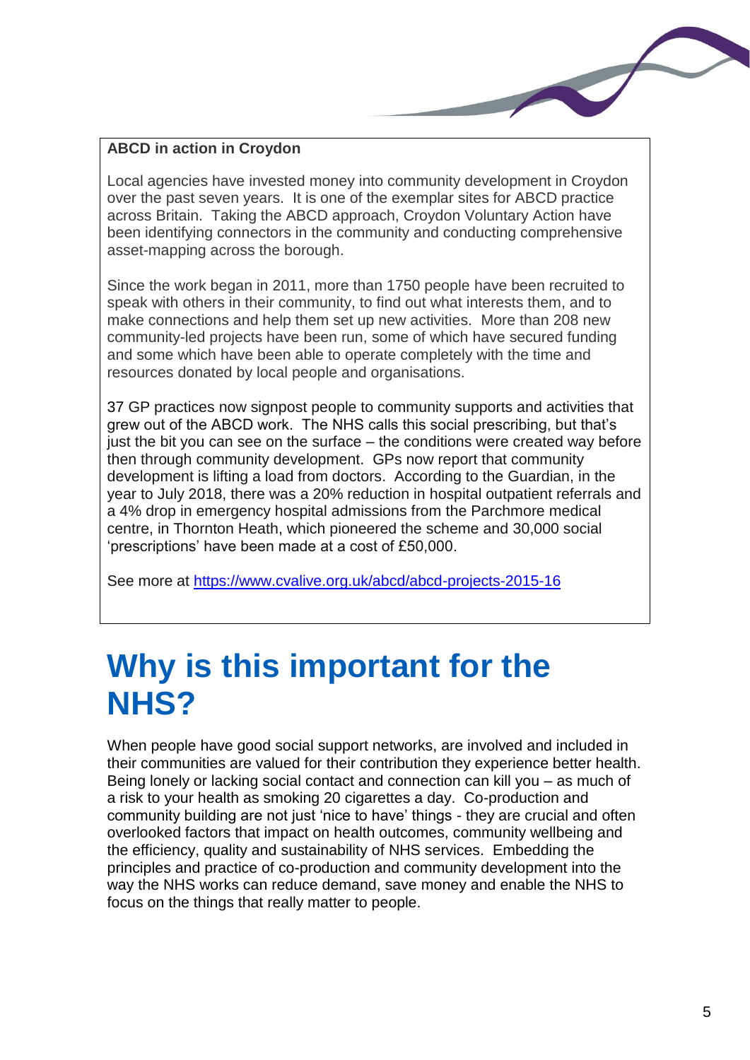**ABCD in action in Croydon**

Local agencies have invested money into community development in Croydon over the past seven years. It is one of the exemplar sites for ABCD practice across Britain. Taking the ABCD approach, Croydon Voluntary Action have been identifying connectors in the community and conducting comprehensive asset-mapping across the borough.

Since the work began in 2011, more than 1750 people have been recruited to speak with others in their community, to find out what interests them, and to make connections and help them set up new activities. More than 208 new community-led projects have been run, some of which have secured funding and some which have been able to operate completely with the time and resources donated by local people and organisations.

37 GP practices now signpost people to community supports and activities that grew out of the ABCD work. The NHS calls this social prescribing, but that's just the bit you can see on the surface – the conditions were created way before then through community development. GPs now report that community development is lifting a load from doctors. According to the Guardian, in the year to July 2018, there was a 20% reduction in hospital outpatient referrals and a 4% drop in emergency hospital admissions from the Parchmore medical centre, in Thornton Heath, which pioneered the scheme and 30,000 social 'prescriptions' have been made at a cost of £50,000.

See more at https://www.cvalive.org.uk/abcd/abcd-projects-2015-16

# Why is this important for the NHS?

When people have good social support networks, are involved and included in their communities are valued for their contribution they experience better health. Being lonely or lacking social contact and connection can kill you – as much of a risk to your health as smoking 20 cigarettes a day. Co-production and community building are not just 'nice to have' things - they are crucial and often overlooked factors that impact on health outcomes, community wellbeing and the efficiency, quality and sustainability of NHS services. Embedding the principles and practice of co-production and community development into the way the NHS works can reduce demand, save money and enable the NHS to focus on the things that really matter to people.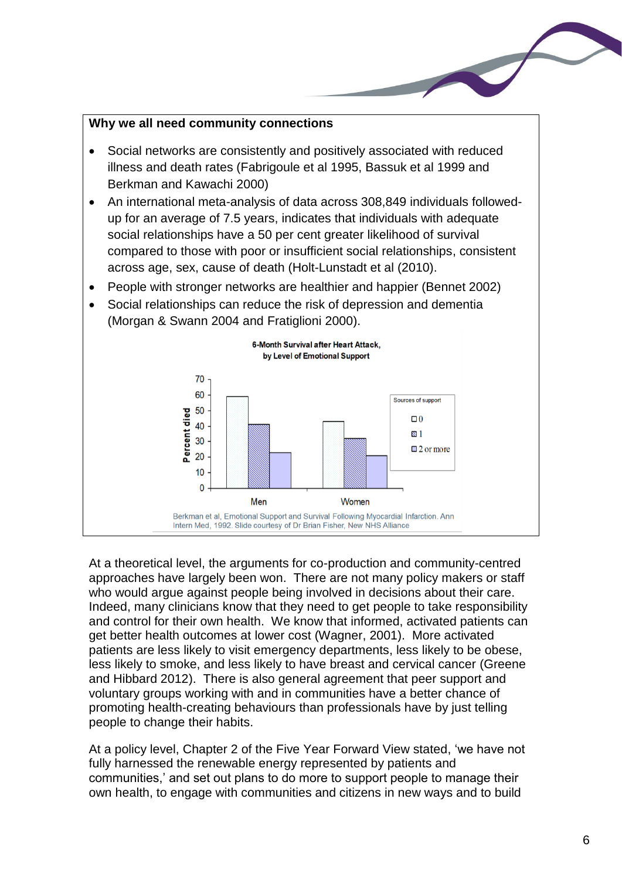**Why we all need community connections**

- Social networks are consistently and positively associated with reduced illness and death rates (Fabrigoule et al 1995, Bassuk et al 1999 and Berkman and Kawachi 2000)
- An international meta-analysis of data across 308,849 individuals followed-up for an average of 7.5 years, indicates that individuals with adequate social relationships have a 50 per cent greater likelihood of survival compared to those with poor or insufficient social relationships, consistent across age, sex, cause of death (Holt-Lunstadt et al (2010).
- People with stronger networks are healthier and happier (Bennet 2002)
- Social relationships can reduce the risk of depression and dementia (Morgan & Swann 2004 and Fratiglioni 2000).

**6-Month Survival after Heart Attack, by Level of Emotional Support**

Berkman et al, Emotional Support and Survival Following Myocardial Infarction. Ann Intern Med, 1992. Slide courtesy of Dr Brian Fisher, New NHS Alliance

At a theoretical level, the arguments for co-production and community-centred approaches have largely been won. There are not many policy makers or staff who would argue against people being involved in decisions about their care. Indeed, many clinicians know that they need to get people to take responsibility and control for their own health. We know that informed, activated patients can get better health outcomes at lower cost (Wagner, 2001). More activated patients are less likely to visit emergency departments, less likely to be obese, less likely to smoke, and less likely to have breast and cervical cancer (Greene and Hibbard 2012). There is also general agreement that peer support and voluntary groups working with and in communities have a better chance of promoting health-creating behaviours than professionals have by just telling people to change their habits.

At a policy level, Chapter 2 of the Five Year Forward View stated, 'we have not fully harnessed the renewable energy represented by patients and communities,' and set out plans to do more to support people to manage their own health, to engage with communities and citizens in new ways and to build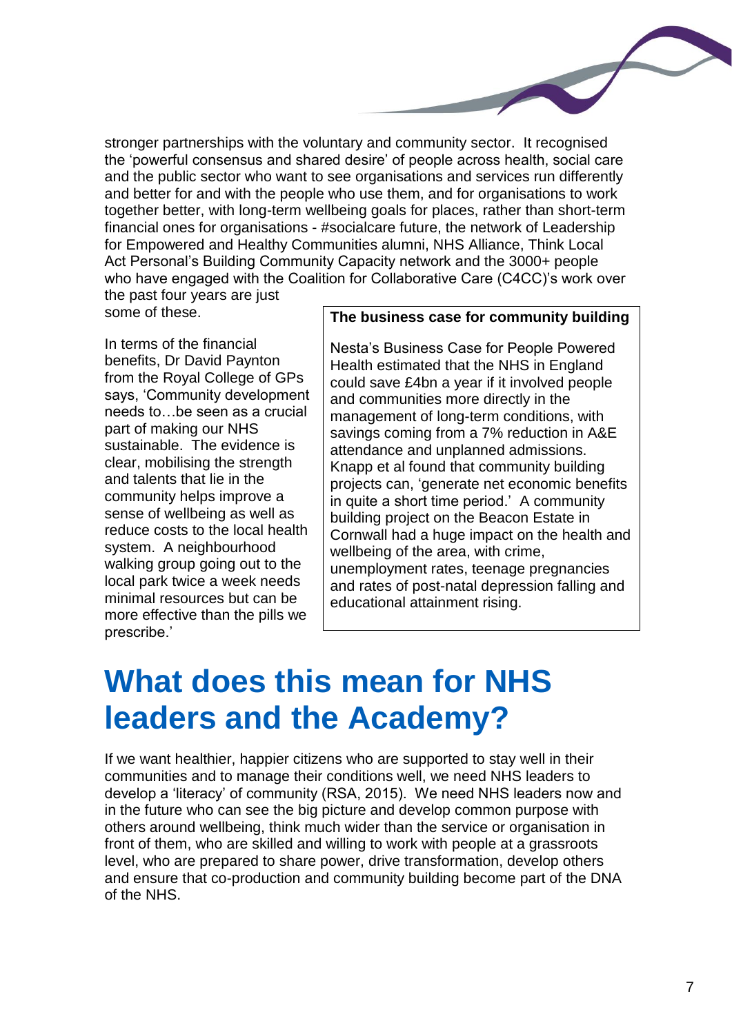stronger partnerships with the voluntary and community sector. It recognised the 'powerful consensus and shared desire' of people across health, social care and the public sector who want to see organisations and services run differently and better for and with the people who use them, and for organisations to work together better, with long-term wellbeing goals for places, rather than short-term financial ones for organisations - #socialcare future, the network of Leadership for Empowered and Healthy Communities alumni, NHS Alliance, Think Local Act Personal's Building Community Capacity network and the 3000+ people who have engaged with the Coalition for Collaborative Care (C4CC)'s work over the past four years are just some of these.

In terms of the financial benefits, Dr David Paynton from the Royal College of GPs says, 'Community development needs to…be seen as a crucial part of making our NHS sustainable. The evidence is clear, mobilising the strength and talents that lie in the community helps improve a sense of wellbeing as well as reduce costs to the local health system. A neighbourhood walking group going out to the local park twice a week needs minimal resources but can be more effective than the pills we prescribe.'

**The business case for community building**

Nesta's Business Case for People Powered Health estimated that the NHS in England could save £4bn a year if it involved people and communities more directly in the management of long-term conditions, with savings coming from a 7% reduction in A&E attendance and unplanned admissions. Knapp et al found that community building projects can, 'generate net economic benefits in quite a short time period.' A community building project on the Beacon Estate in Cornwall had a huge impact on the health and wellbeing of the area, with crime, unemployment rates, teenage pregnancies and rates of post-natal depression falling and educational attainment rising.

# What does this mean for NHS leaders and the Academy?

If we want healthier, happier citizens who are supported to stay well in their communities and to manage their conditions well, we need NHS leaders to develop a 'literacy' of community (RSA, 2015). We need NHS leaders now and in the future who can see the big picture and develop common purpose with others around wellbeing, think much wider than the service or organisation in front of them, who are skilled and willing to work with people at a grassroots level, who are prepared to share power, drive transformation, develop others and ensure that co-production and community building become part of the DNA of the NHS.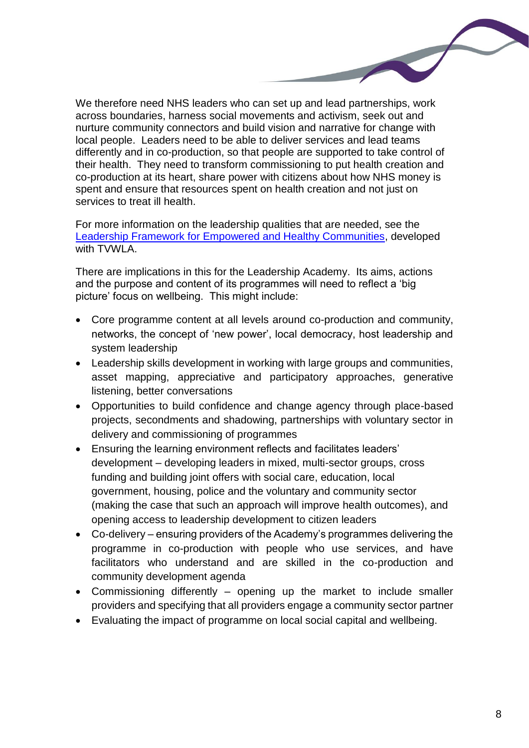We therefore need NHS leaders who can set up and lead partnerships, work across boundaries, harness social movements and activism, seek out and nurture community connectors and build vision and narrative for change with local people. Leaders need to be able to deliver services and lead teams differently and in co-production, so that people are supported to take control of their health. They need to transform commissioning to put health creation and co-production at its heart, share power with citizens about how NHS money is spent and ensure that resources spent on health creation and not just on services to treat ill health.

For more information on the leadership qualities that are needed, see the Leadership Framework for Empowered and Healthy Communities, developed with TVWLA.

There are implications in this for the Leadership Academy. Its aims, actions and the purpose and content of its programmes will need to reflect a 'big picture' focus on wellbeing. This might include:

- Core programme content at all levels around co-production and community, networks, the concept of 'new power', local democracy, host leadership and system leadership
- Leadership skills development in working with large groups and communities, asset mapping, appreciative and participatory approaches, generative listening, better conversations
- Opportunities to build confidence and change agency through place-based projects, secondments and shadowing, partnerships with voluntary sector in delivery and commissioning of programmes
- Ensuring the learning environment reflects and facilitates leaders' development – developing leaders in mixed, multi-sector groups, cross funding and building joint offers with social care, education, local government, housing, police and the voluntary and community sector (making the case that such an approach will improve health outcomes), and opening access to leadership development to citizen leaders
- Co-delivery – ensuring providers of the Academy's programmes delivering the programme in co-production with people who use services, and have facilitators who understand and are skilled in the co-production and community development agenda
- Commissioning differently – opening up the market to include smaller providers and specifying that all providers engage a community sector partner
- Evaluating the impact of programme on local social capital and wellbeing.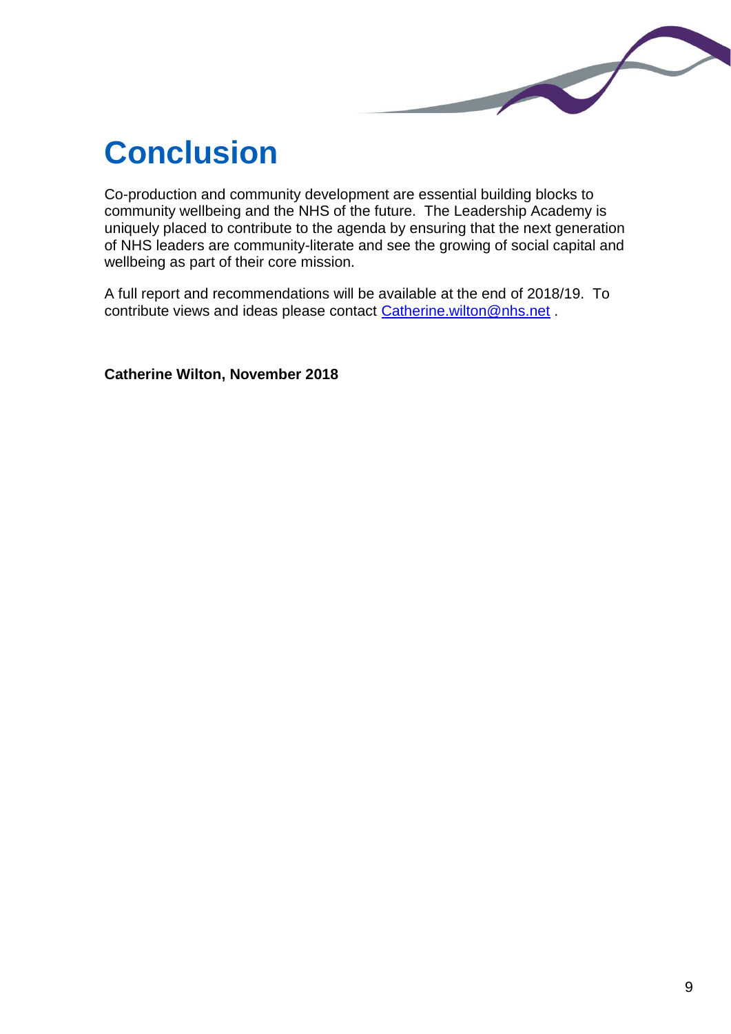# Conclusion

Co-production and community development are essential building blocks to community wellbeing and the NHS of the future. The Leadership Academy is uniquely placed to contribute to the agenda by ensuring that the next generation of NHS leaders are community-literate and see the growing of social capital and wellbeing as part of their core mission.

A full report and recommendations will be available at the end of 2018/19. To contribute views and ideas please contact Catherine.wilton@nhs.net .

**Catherine Wilton, November 2018**